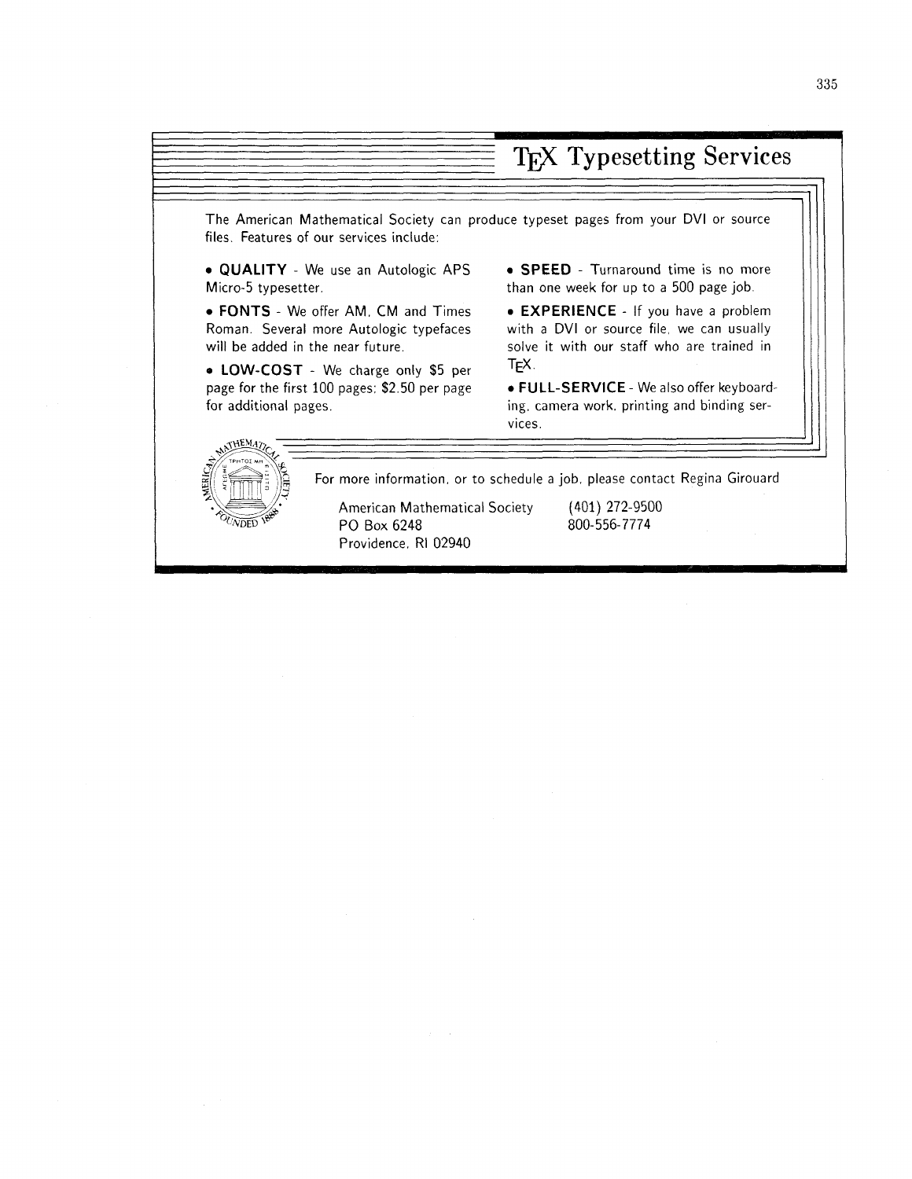# TEX Typesetting Services

The American Mathematical Society can produce typeset pages from your DVI or source files. Features of our services include:

- **QUALITY** - We use an Autologic APS Micro-5 typesetter.
- **FONTS** - We offer AM, CM and Times Roman. Several more Autologic typefaces will be added in the near future.
- **LOW-COST** - We charge only $5 per page for the first 100 pages; $2.50 per page for additional pages.
- **SPEED** - Turnaround time is no more than one week for up to a 500 page job.
- **EXPERIENCE** - If you have a problem with a DVI or source file, we can usually solve it with our staff who are trained in TEX.
- **FULL-SERVICE** - We also offer keyboarding, camera work, printing and binding services.

For more information, or to schedule a job, please contact Regina Girouard

American Mathematical Society
PO Box 6248
Providence, RI 02940

(401) 272-9500
800-556-7774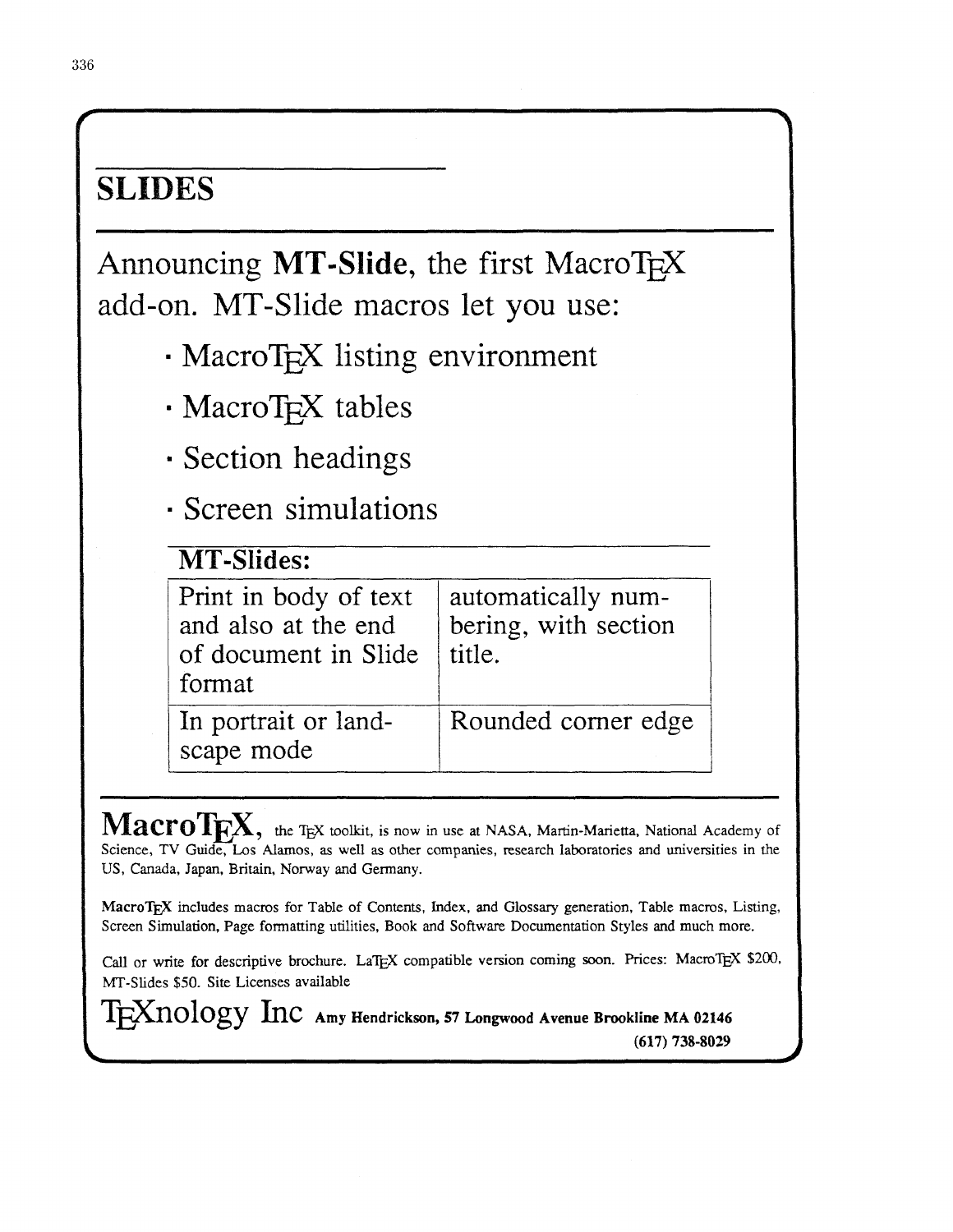# SLIDES

Announcing **MT-Slide**, the first MacroTEX add-on. MT-Slide macros let you use:

- MacroTEX listing environment
- MacroTEX tables
- Section headings
- Screen simulations

**MT-Slides:**

| | |
|---|---|
| Print in body of text and also at the end of document in Slide format | automatically numbering, with section title. |
| In portrait or landscape mode | Rounded corner edge |

**MacroTEX**, the TEX toolkit, is now in use at NASA, Martin-Marietta, National Academy of Science, TV Guide, Los Alamos, as well as other companies, research laboratories and universities in the US, Canada, Japan, Britain, Norway and Germany.

MacroTEX includes macros for Table of Contents, Index, and Glossary generation, Table macros, Listing, Screen Simulation, Page formatting utilities, Book and Software Documentation Styles and much more.

Call or write for descriptive brochure. LaTEX compatible version coming soon. Prices: MacroTEX $200, MT-Slides $50. Site Licenses available

TEXnology Inc **Amy Hendrickson, 57 Longwood Avenue Brookline MA 02146**
**(617) 738-8029**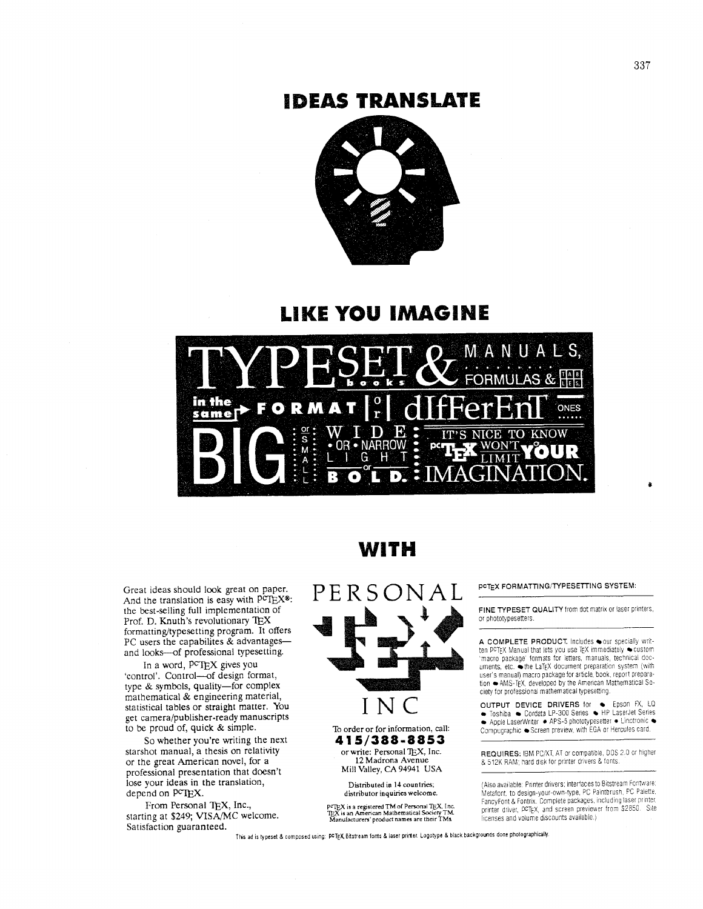# IDEAS TRANSLATE

# LIKE YOU IMAGINE

TYPESET books & MANUALS, FORMULAS & TABLES, in the same FORMAT or dIfFerEnT ONES ...... BIG or SMALL WIDE • OR • NARROW LIGHT or BOLD. IT'S NICE TO KNOW PCTEX WON'T LIMIT YOUR IMAGINATION.

# WITH

Great ideas should look great on paper. And the translation is easy with PCTEX®: the best-selling full implementation of Prof. D. Knuth's revolutionary TEX formatting/typesetting program. It offers PC users the capabilites & advantages—and looks—of professional typesetting.

In a word, PCTEX gives you 'control'. Control—of design format, type & symbols, quality—for complex mathematical & engineering material, statistical tables or straight matter. You get camera/publisher-ready manuscripts to be proud of, quick & simple.

So whether you're writing the next starshot manual, a thesis on relativity or the great American novel, for a professional presentation that doesn't lose your ideas in the translation, depend on PCTEX.

From Personal TEX, Inc., starting at $249; VISA/MC welcome. Satisfaction guaranteed.

PERSONAL TEX INC

To order or for information, call:

**415/388-8853**

or write: Personal TEX, Inc.
12 Madrona Avenue
Mill Valley, CA 94941 USA

Distributed in 14 countries;
distributor inquiries welcome.

PCTEX is a registered TM of Personal TEX, Inc.
TEX is an American Mathematical Society TM.
Manufacturers' product names are their TMs.

PCTEX FORMATTING/TYPESETTING SYSTEM:

**FINE TYPESET QUALITY** from dot matrix or laser printers, or phototypesetters.

**A COMPLETE PRODUCT.** Includes • our specially written PCTEX Manual that lets you use TEX immediately • custom 'macro package' formats for letters, manuals, technical documents, etc. • the LaTEX document preparation system (with user's manual) macro package for article, book, report preparation • AMS-TEX, developed by the American Mathematical Society for professional mathematical typesetting.

**OUTPUT DEVICE DRIVERS** for • Epson FX, LQ • Toshiba • Cordata LP-300 Series • HP LaserJet Series • Apple LaserWriter • APS-5 phototypesetter • Linotronic • Compugraphic • Screen preview, with EGA or Hercules card.

**REQUIRES:** IBM PC/XT, AT or compatible, DOS 2.0 or higher & 512K RAM; hard disk for printer drivers & fonts.

(Also available: Printer drivers; interfaces to Bitstream Fontware; Metafont, to design-your-own-type, PC Paintbrush, PC Palette, FancyFont & Fontrix. Complete packages, including laser printer, printer driver, PCTEX, and screen previewer from $2850. Site licenses and volume discounts available.)

This ad is typeset & composed using: PCTEX, Bitstream fonts & laser printer. Logotype & black backgrounds done photographically.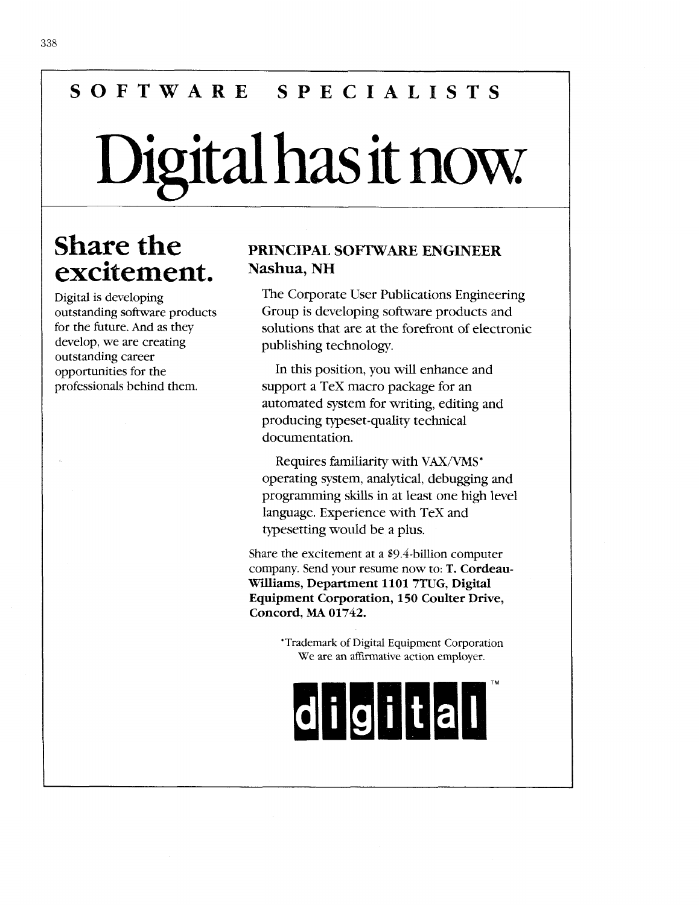# SOFTWARE SPECIALISTS

# Digital has it now.

## Share the excitement.

Digital is developing outstanding software products for the future. And as they develop, we are creating outstanding career opportunities for the professionals behind them.

### PRINCIPAL SOFTWARE ENGINEER
**Nashua, NH**

The Corporate User Publications Engineering Group is developing software products and solutions that are at the forefront of electronic publishing technology.

In this position, you will enhance and support a TeX macro package for an automated system for writing, editing and producing typeset-quality technical documentation.

Requires familiarity with VAX/VMS* operating system, analytical, debugging and programming skills in at least one high level language. Experience with TeX and typesetting would be a plus.

Share the excitement at a $9.4-billion computer company. Send your resume now to: **T. Cordeau-Williams, Department 1101 7TUG, Digital Equipment Corporation, 150 Coulter Drive, Concord, MA 01742.**

*Trademark of Digital Equipment Corporation
We are an affirmative action employer.

digital™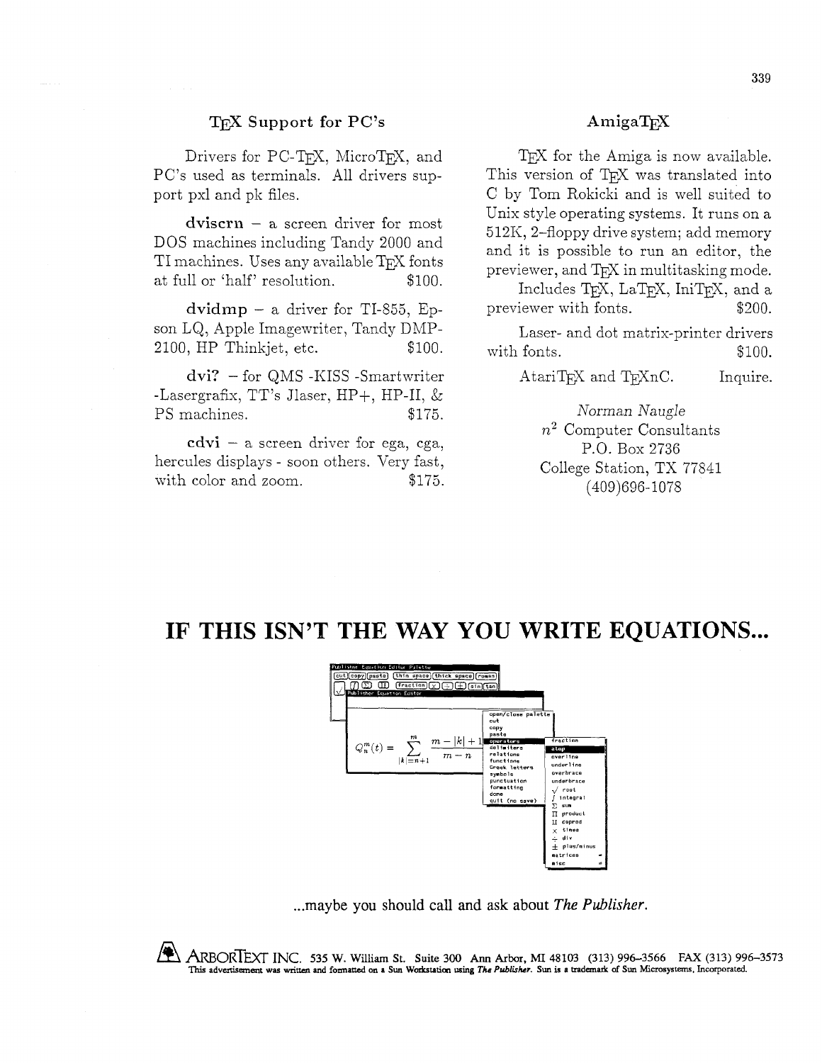## TeX Support for PC's

Drivers for PC-TeX, MicroTeX, and PC's used as terminals. All drivers support pxl and pk files.

**dviscrn** – a screen driver for most DOS machines including Tandy 2000 and TI machines. Uses any available TeX fonts at full or 'half' resolution. $100.

**dvidmp** – a driver for TI-855, Epson LQ, Apple Imagewriter, Tandy DMP-2100, HP Thinkjet, etc. $100.

**dvi?** – for QMS -KISS -Smartwriter -Lasergrafix, TT's Jlaser, HP+, HP-II, & PS machines. $175.

**cdvi** – a screen driver for ega, cga, hercules displays - soon others. Very fast, with color and zoom. $175.

## AmigaTeX

TeX for the Amiga is now available. This version of TeX was translated into C by Tom Rokicki and is well suited to Unix style operating systems. It runs on a 512K, 2-floppy drive system; add memory and it is possible to run an editor, the previewer, and TeX in multitasking mode.

Includes TeX, LaTeX, IniTeX, and a previewer with fonts. $200.

Laser- and dot matrix-printer drivers with fonts. $100.

AtariTeX and TeXnC. Inquire.

*Norman Naugle*
$n^2$ Computer Consultants
P.O. Box 2736
College Station, TX 77841
(409)696-1078

# IF THIS ISN'T THE WAY YOU WRITE EQUATIONS...

...maybe you should call and ask about *The Publisher.*

ARBORTEXT INC. 535 W. William St. Suite 300 Ann Arbor, MI 48103 (313) 996-3566 FAX (313) 996-3573

This advertisement was written and formatted on a Sun Workstation using *The Publisher*. Sun is a trademark of Sun Microsystems, Incorporated.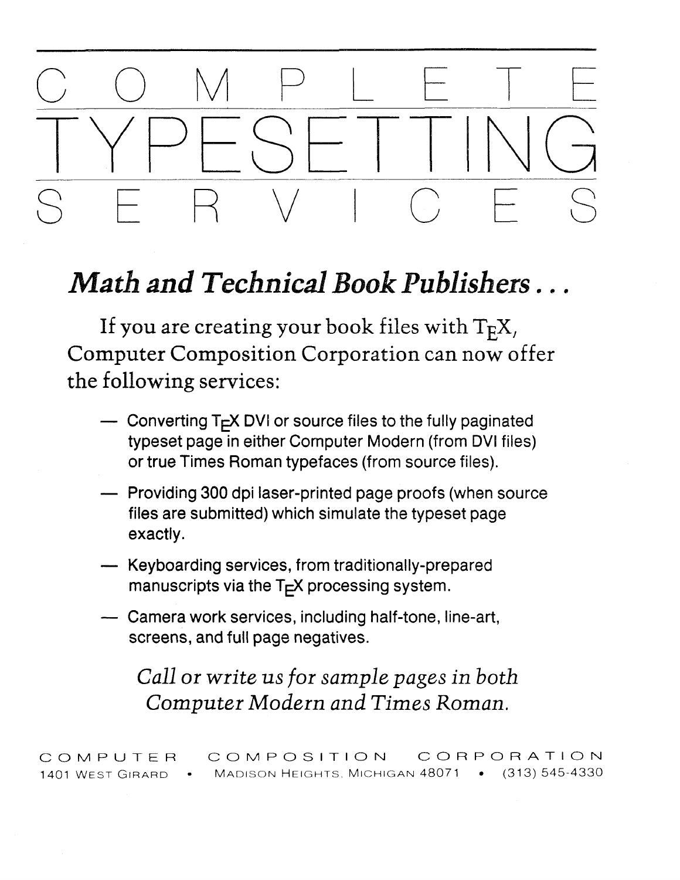# COMPLETE TYPESETTING SERVICES

## *Math and Technical Book Publishers . . .*

If you are creating your book files with TEX, Computer Composition Corporation can now offer the following services:

— Converting TEX DVI or source files to the fully paginated typeset page in either Computer Modern (from DVI files) or true Times Roman typefaces (from source files).

— Providing 300 dpi laser-printed page proofs (when source files are submitted) which simulate the typeset page exactly.

— Keyboarding services, from traditionally-prepared manuscripts via the TEX processing system.

— Camera work services, including half-tone, line-art, screens, and full page negatives.

*Call or write us for sample pages in both Computer Modern and Times Roman.*

COMPUTER COMPOSITION CORPORATION
1401 West Girard • Madison Heights, Michigan 48071 • (313) 545-4330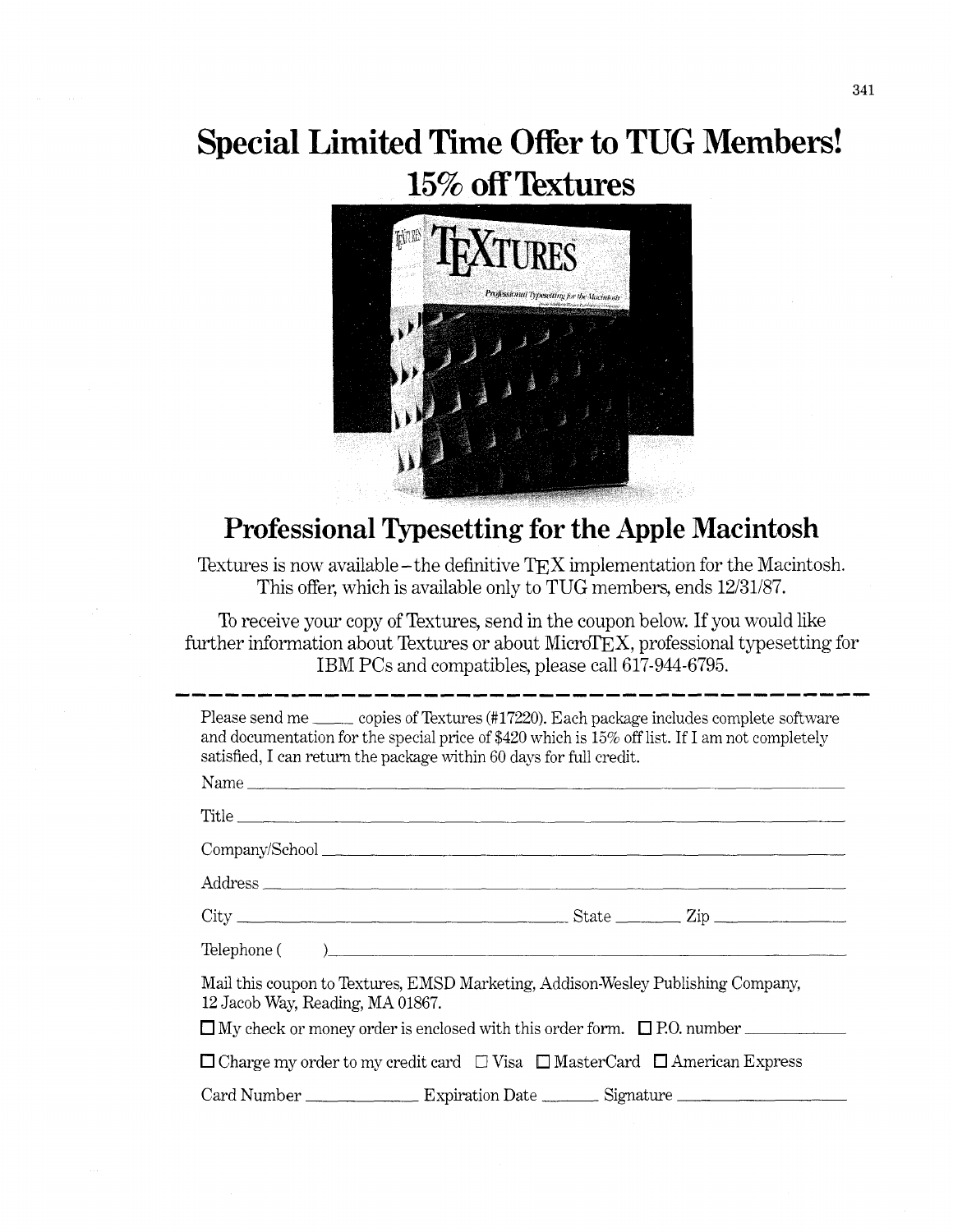# Special Limited Time Offer to TUG Members!

# 15% off Textures

## Professional Typesetting for the Apple Macintosh

Textures is now available – the definitive TEX implementation for the Macintosh. This offer, which is available only to TUG members, ends 12/31/87.

To receive your copy of Textures, send in the coupon below. If you would like further information about Textures or about MicroTEX, professional typesetting for IBM PCs and compatibles, please call 617-944-6795.

---

Please send me \_\_\_\_ copies of Textures (#17220). Each package includes complete software and documentation for the special price of $420 which is 15% off list. If I am not completely satisfied, I can return the package within 60 days for full credit.

Name \_\_\_\_\_\_\_\_\_\_\_\_\_\_\_\_\_\_\_\_\_\_\_\_\_\_\_\_\_\_\_\_\_\_\_\_\_\_\_\_

Title \_\_\_\_\_\_\_\_\_\_\_\_\_\_\_\_\_\_\_\_\_\_\_\_\_\_\_\_\_\_\_\_\_\_\_\_\_\_\_\_

Company/School \_\_\_\_\_\_\_\_\_\_\_\_\_\_\_\_\_\_\_\_\_\_\_\_\_\_\_\_\_\_\_\_\_\_

Address \_\_\_\_\_\_\_\_\_\_\_\_\_\_\_\_\_\_\_\_\_\_\_\_\_\_\_\_\_\_\_\_\_\_\_\_\_\_\_\_

City \_\_\_\_\_\_\_\_\_\_\_\_\_\_\_\_\_\_\_\_ State \_\_\_\_\_\_ Zip \_\_\_\_\_\_\_\_\_\_

Telephone (      ) \_\_\_\_\_\_\_\_\_\_\_\_\_\_\_\_\_\_\_\_\_\_\_\_\_\_\_\_\_\_\_\_\_\_\_\_

Mail this coupon to Textures, EMSD Marketing, Addison-Wesley Publishing Company, 12 Jacob Way, Reading, MA 01867.

☐ My check or money order is enclosed with this order form. ☐ P.O. number \_\_\_\_\_\_\_\_\_\_

☐ Charge my order to my credit card ☐ Visa ☐ MasterCard ☐ American Express

Card Number \_\_\_\_\_\_\_\_\_\_\_\_ Expiration Date \_\_\_\_\_\_ Signature \_\_\_\_\_\_\_\_\_\_\_\_\_\_\_\_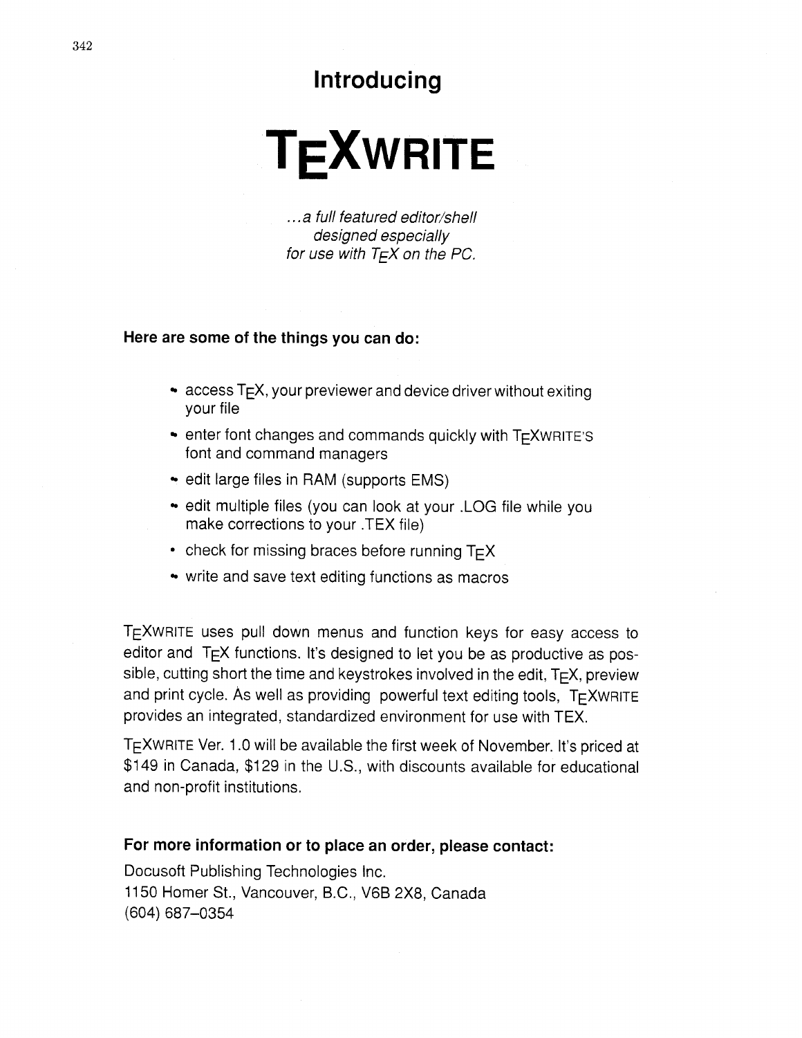# Introducing

# TEXWRITE

*...a full featured editor/shell designed especially for use with TEX on the PC.*

**Here are some of the things you can do:**

- access TEX, your previewer and device driver without exiting your file
- enter font changes and commands quickly with TEXWRITE'S font and command managers
- edit large files in RAM (supports EMS)
- edit multiple files (you can look at your .LOG file while you make corrections to your .TEX file)
- check for missing braces before running TEX
- write and save text editing functions as macros

TEXWRITE uses pull down menus and function keys for easy access to editor and TEX functions. It's designed to let you be as productive as possible, cutting short the time and keystrokes involved in the edit, TEX, preview and print cycle. As well as providing powerful text editing tools, TEXWRITE provides an integrated, standardized environment for use with TEX.

TEXWRITE Ver. 1.0 will be available the first week of November. It's priced at $149 in Canada, $129 in the U.S., with discounts available for educational and non-profit institutions.

**For more information or to place an order, please contact:**

Docusoft Publishing Technologies Inc.
1150 Homer St., Vancouver, B.C., V6B 2X8, Canada
(604) 687–0354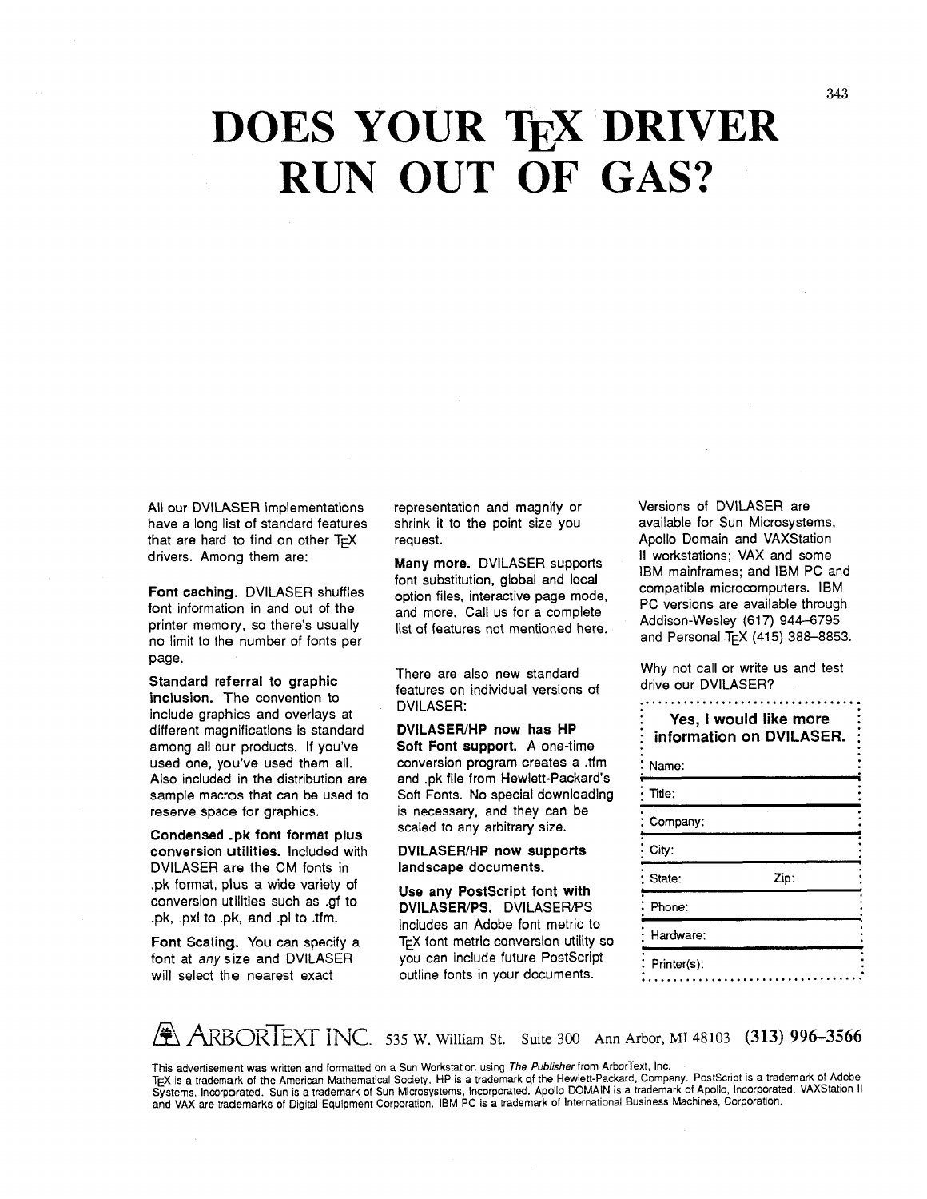# DOES YOUR TEX DRIVER RUN OUT OF GAS?

All our DVILASER implementations have a long list of standard features that are hard to find on other TEX drivers. Among them are:

**Font caching.** DVILASER shuffles font information in and out of the printer memory, so there's usually no limit to the number of fonts per page.

**Standard referral to graphic inclusion.** The convention to include graphics and overlays at different magnifications is standard among all our products. If you've used one, you've used them all. Also included in the distribution are sample macros that can be used to reserve space for graphics.

**Condensed .pk font format plus conversion utilities.** Included with DVILASER are the CM fonts in .pk format, plus a wide variety of conversion utilities such as .gf to .pk, .pxl to .pk, and .pl to .tfm.

**Font Scaling.** You can specify a font at *any* size and DVILASER will select the nearest exact representation and magnify or shrink it to the point size you request.

**Many more.** DVILASER supports font substitution, global and local option files, interactive page mode, and more. Call us for a complete list of features not mentioned here.

There are also new standard features on individual versions of DVILASER:

**DVILASER/HP now has HP Soft Font support.** A one-time conversion program creates a .tfm and .pk file from Hewlett-Packard's Soft Fonts. No special downloading is necessary, and they can be scaled to any arbitrary size.

**DVILASER/HP now supports landscape documents.**

**Use any PostScript font with DVILASER/PS.** DVILASER/PS includes an Adobe font metric to TEX font metric conversion utility so you can include future PostScript outline fonts in your documents.

Versions of DVILASER are available for Sun Microsystems, Apollo Domain and VAXStation II workstations; VAX and some IBM mainframes; and IBM PC and compatible microcomputers. IBM PC versions are available through Addison-Wesley (617) 944–6795 and Personal TEX (415) 388–8853.

Why not call or write us and test drive our DVILASER?

**Yes, I would like more information on DVILASER.**

Name:

Title:

Company:

City:

State: Zip:

Phone:

Hardware:

Printer(s):

ARBORTEXT INC. 535 W. William St. Suite 300 Ann Arbor, MI 48103 **(313) 996–3566**

This advertisement was written and formatted on a Sun Workstation using *The Publisher* from ArborText, Inc.
TEX is a trademark of the American Mathematical Society. HP is a trademark of the Hewlett-Packard, Company. PostScript is a trademark of Adobe Systems, Incorporated. Sun is a trademark of Sun Microsystems, Incorporated. Apollo DOMAIN is a trademark of Apollo, Incorporated. VAXStation II and VAX are trademarks of Digital Equipment Corporation. IBM PC is a trademark of International Business Machines, Corporation.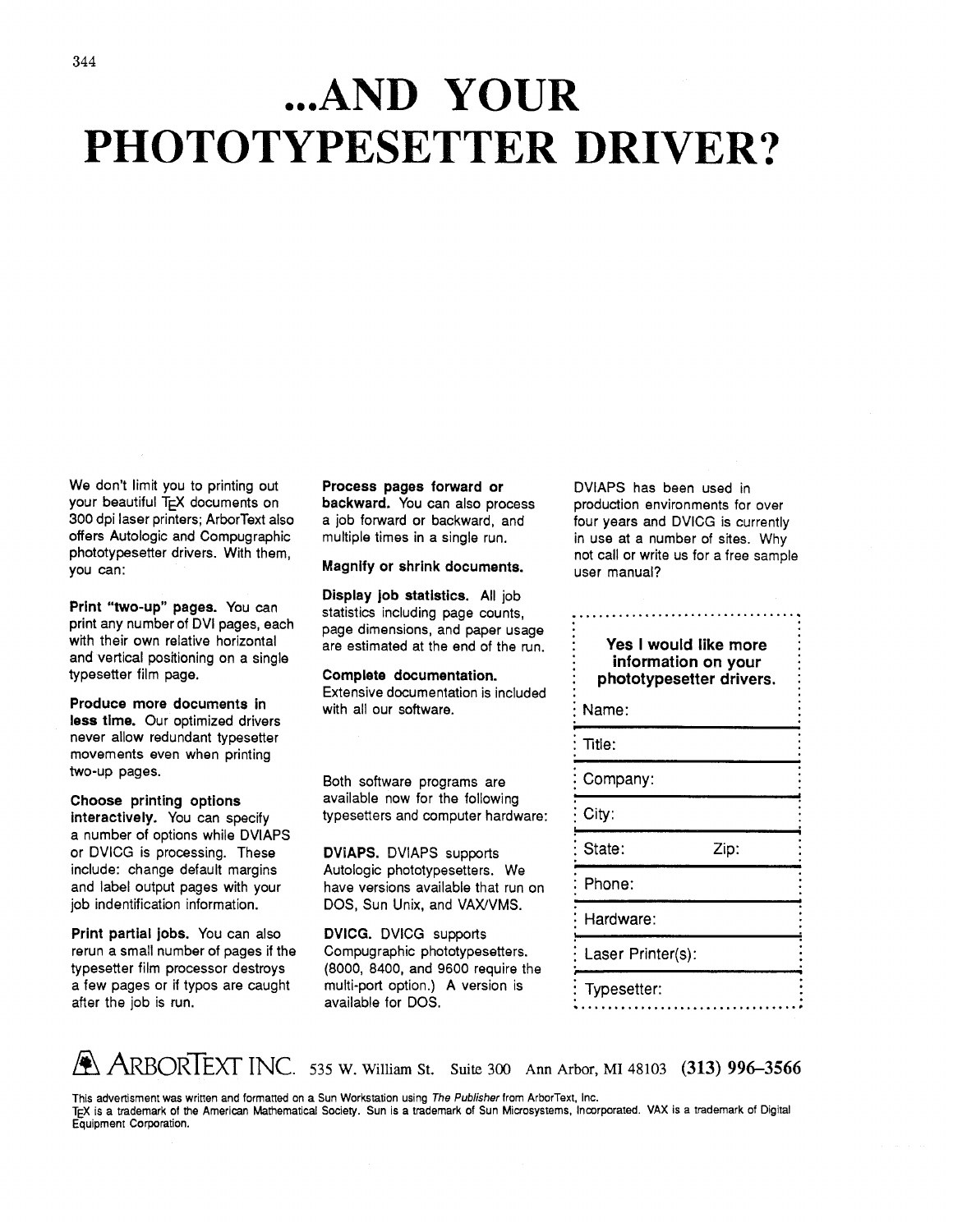# ...AND YOUR PHOTOTYPESETTER DRIVER?

We don't limit you to printing out your beautiful TEX documents on 300 dpi laser printers; ArborText also offers Autologic and Compugraphic phototypesetter drivers. With them, you can:

**Print "two-up" pages.** You can print any number of DVI pages, each with their own relative horizontal and vertical positioning on a single typesetter film page.

**Produce more documents in less time.** Our optimized drivers never allow redundant typesetter movements even when printing two-up pages.

**Choose printing options interactively.** You can specify a number of options while DVIAPS or DVICG is processing. These include: change default margins and label output pages with your job indentification information.

**Print partial jobs.** You can also rerun a small number of pages if the typesetter film processor destroys a few pages or if typos are caught after the job is run.

**Process pages forward or backward.** You can also process a job forward or backward, and multiple times in a single run.

**Magnify or shrink documents.**

**Display job statistics.** All job statistics including page counts, page dimensions, and paper usage are estimated at the end of the run.

**Complete documentation.** Extensive documentation is included with all our software.

Both software programs are available now for the following typesetters and computer hardware:

**DVIAPS.** DVIAPS supports Autologic phototypesetters. We have versions available that run on DOS, Sun Unix, and VAX/VMS.

**DVICG.** DVICG supports Compugraphic phototypesetters. (8000, 8400, and 9600 require the multi-port option.) A version is available for DOS.

DVIAPS has been used in production environments for over four years and DVICG is currently in use at a number of sites. Why not call or write us for a free sample user manual?

**Yes I would like more information on your phototypesetter drivers.**

Name:

Title:

Company:

City:

State: Zip:

Phone:

Hardware:

Laser Printer(s):

Typesetter:

ARBORTEXT INC. 535 W. William St. Suite 300 Ann Arbor, MI 48103 **(313) 996–3566**

This advertisment was written and formatted on a Sun Workstation using *The Publisher* from ArborText, Inc.
TEX is a trademark of the American Mathematical Society. Sun is a trademark of Sun Microsystems, Incorporated. VAX is a trademark of Digital Equipment Corporation.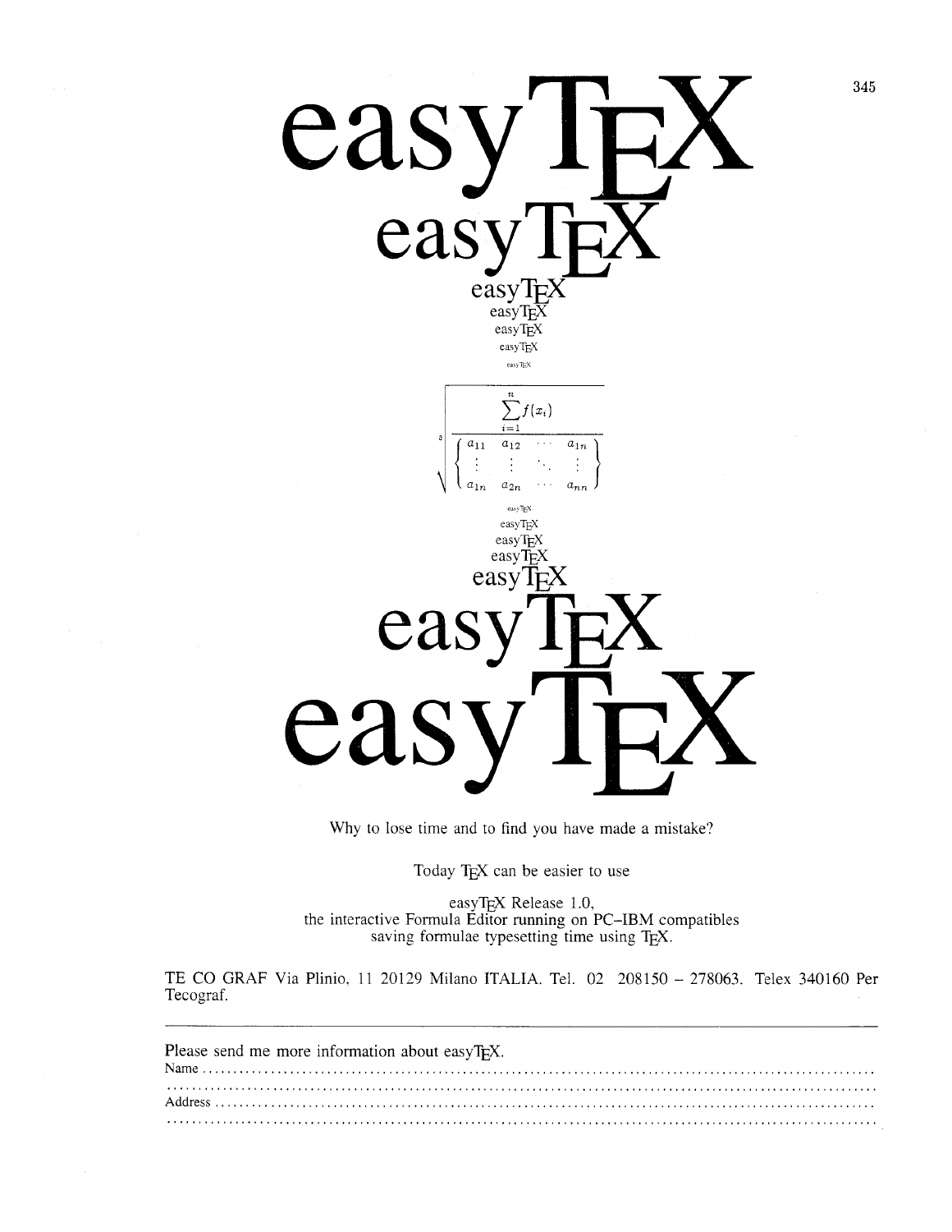# easyTEX

## easyTEX

### easyTEX

easyTEX

easyTEX

easyTEX

easyTEX

$$\sqrt[3]{\frac{\sum_{i=1}^{n} f(x_i)}{\left\{\begin{matrix} a_{11} & a_{12} & \cdots & a_{1n} \\ \vdots & \vdots & \ddots & \vdots \\ a_{1n} & a_{2n} & \cdots & a_{nn} \end{matrix}\right\}}}$$

easyTEX

easyTEX

easyTEX

easyTEX

### easyTEX

## easyTEX

# easyTEX

Why to lose time and to find you have made a mistake?

Today TEX can be easier to use

easyTEX Release 1.0,
the interactive Formula Editor running on PC–IBM compatibles
saving formulae typesetting time using TEX.

TE CO GRAF Via Plinio, 11 20129 Milano ITALIA. Tel. 02 208150 – 278063. Telex 340160 Per Tecograf.

---

Please send me more information about easyTEX.

Name ..........................................................................................................

...................................................................................................................

Address ......................................................................................................

...................................................................................................................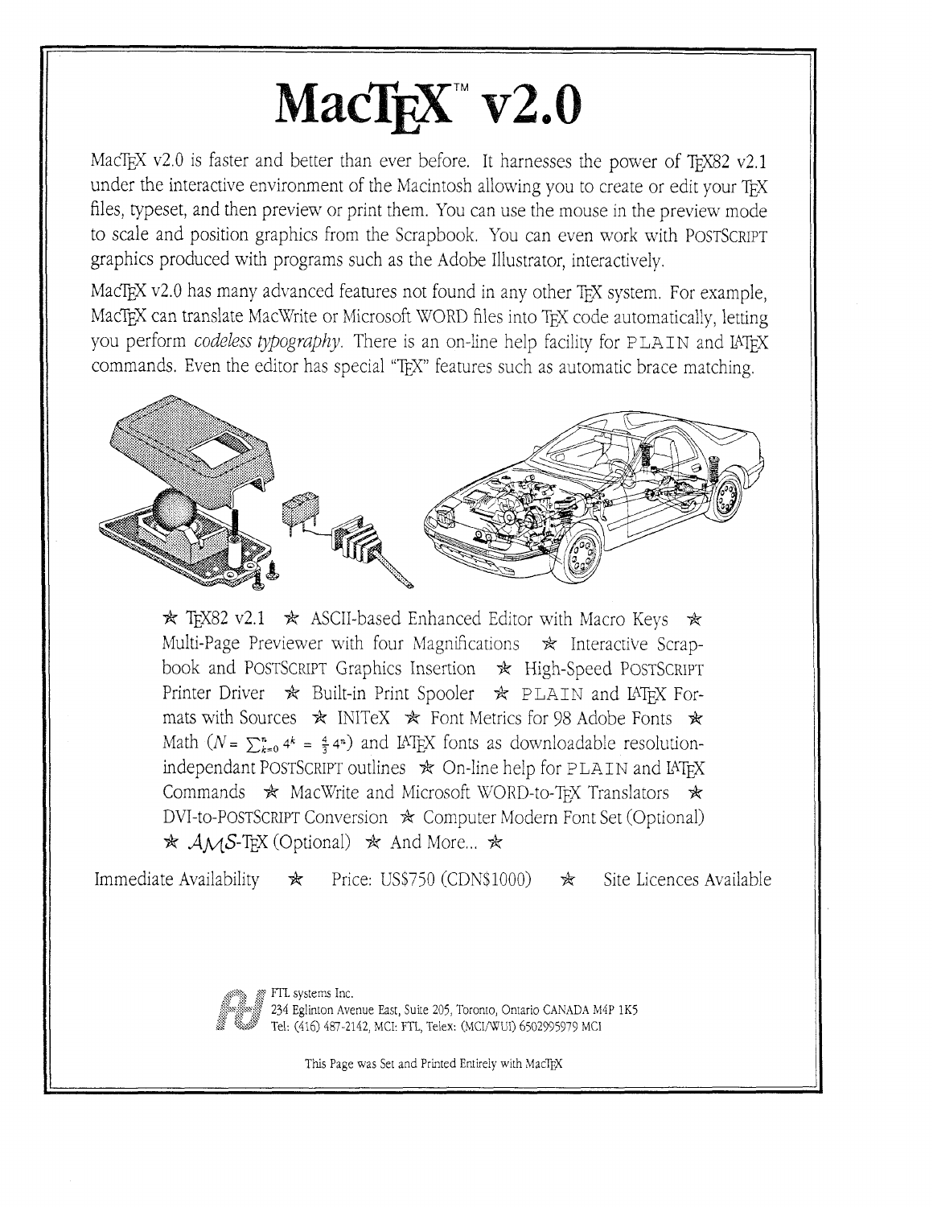# MacTEX™ v2.0

MacTEX v2.0 is faster and better than ever before. It harnesses the power of TEX82 v2.1 under the interactive environment of the Macintosh allowing you to create or edit your TEX files, typeset, and then preview or print them. You can use the mouse in the preview mode to scale and position graphics from the Scrapbook. You can even work with POSTSCRIPT graphics produced with programs such as the Adobe Illustrator, interactively.

MacTEX v2.0 has many advanced features not found in any other TEX system. For example, MacTEX can translate MacWrite or Microsoft WORD files into TEX code automatically, letting you perform *codeless typography*. There is an on-line help facility for PLAIN and LATEX commands. Even the editor has special "TEX" features such as automatic brace matching.

✭ TEX82 v2.1 ✭ ASCII-based Enhanced Editor with Macro Keys ✭ Multi-Page Previewer with four Magnifications ✭ Interactive Scrapbook and POSTSCRIPT Graphics Insertion ✭ High-Speed POSTSCRIPT Printer Driver ✭ Built-in Print Spooler ✭ PLAIN and LATEX Formats with Sources ✭ INITeX ✭ Font Metrics for 98 Adobe Fonts ✭ Math ($N = \sum_{k=0}^{n} 4^k = \frac{4}{3}4^n$) and LATEX fonts as downloadable resolution-independant POSTSCRIPT outlines ✭ On-line help for PLAIN and LATEX Commands ✭ MacWrite and Microsoft WORD-to-TEX Translators ✭ DVI-to-POSTSCRIPT Conversion ✭ Computer Modern Font Set (Optional) ✭ AMS-TEX (Optional) ✭ And More... ✭

Immediate Availability ✭ Price: US$750 (CDN$1000) ✭ Site Licences Available

FTL systems Inc.
234 Eglinton Avenue East, Suite 205, Toronto, Ontario CANADA M4P 1K5
Tel: (416) 487-2142, MCI: FTL, Telex: (MCI/WUI) 6502995979 MCI

This Page was Set and Printed Entirely with MacTEX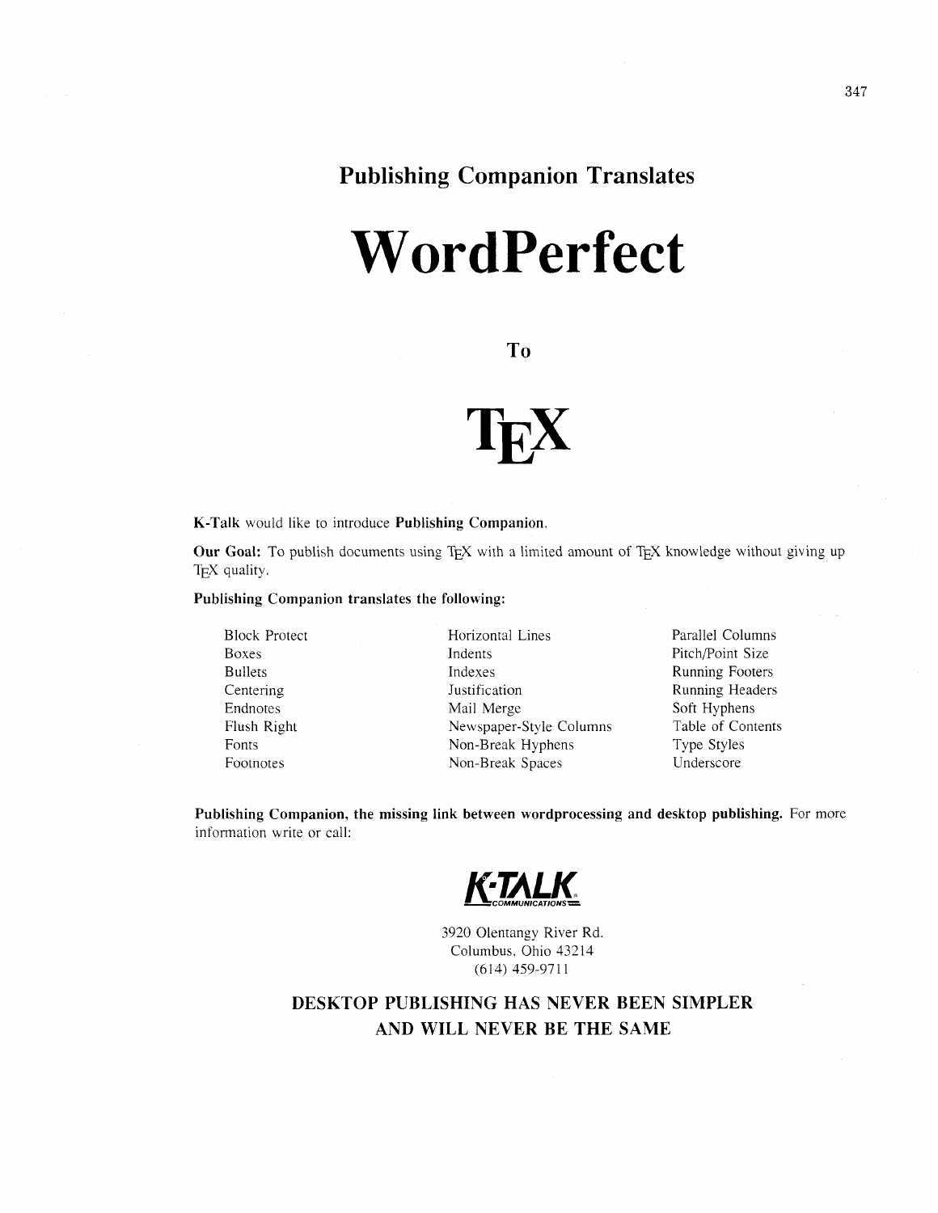## Publishing Companion Translates

# WordPerfect

## To

# TeX

**K-Talk** would like to introduce **Publishing Companion.**

**Our Goal:** To publish documents using TeX with a limited amount of TeX knowledge without giving up TeX quality.

**Publishing Companion translates the following:**

- Block Protect
- Boxes
- Bullets
- Centering
- Endnotes
- Flush Right
- Fonts
- Footnotes
- Horizontal Lines
- Indents
- Indexes
- Justification
- Mail Merge
- Newspaper-Style Columns
- Non-Break Hyphens
- Non-Break Spaces
- Parallel Columns
- Pitch/Point Size
- Running Footers
- Running Headers
- Soft Hyphens
- Table of Contents
- Type Styles
- Underscore

**Publishing Companion, the missing link between wordprocessing and desktop publishing.** For more information write or call:

K-TALK COMMUNICATIONS

3920 Olentangy River Rd.
Columbus, Ohio 43214
(614) 459-9711

**DESKTOP PUBLISHING HAS NEVER BEEN SIMPLER AND WILL NEVER BE THE SAME**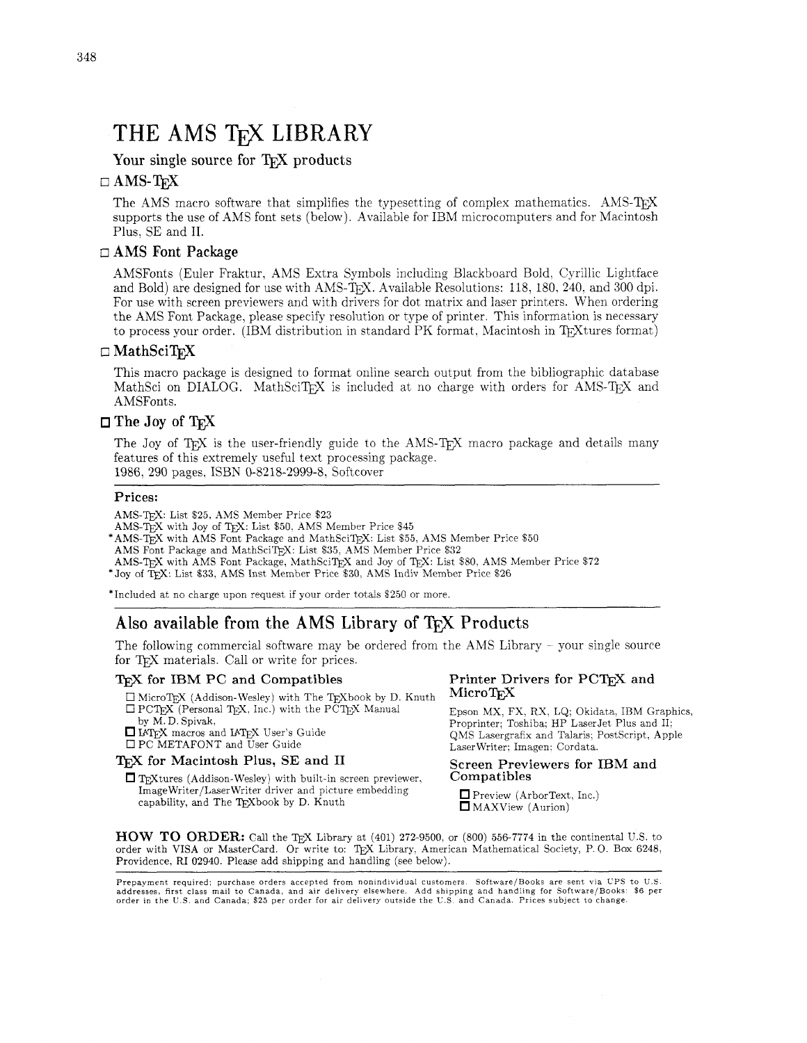# THE AMS TeX LIBRARY

## Your single source for TeX products

### □ AMS-TeX

The AMS macro software that simplifies the typesetting of complex mathematics. AMS-TeX supports the use of AMS font sets (below). Available for IBM microcomputers and for Macintosh Plus, SE and II.

### □ AMS Font Package

AMSFonts (Euler Fraktur, AMS Extra Symbols including Blackboard Bold, Cyrillic Lightface and Bold) are designed for use with AMS-TeX. Available Resolutions: 118, 180, 240, and 300 dpi. For use with screen previewers and with drivers for dot matrix and laser printers. When ordering the AMS Font Package, please specify resolution or type of printer. This information is necessary to process your order. (IBM distribution in standard PK format, Macintosh in TeXtures format)

### □ MathSciTeX

This macro package is designed to format online search output from the bibliographic database MathSci on DIALOG. MathSciTeX is included at no charge with orders for AMS-TeX and AMSFonts.

### □ The Joy of TeX

The Joy of TeX is the user-friendly guide to the AMS-TeX macro package and details many features of this extremely useful text processing package.
1986, 290 pages, ISBN 0-8218-2999-8, Softcover

**Prices:**

AMS-TeX: List $25, AMS Member Price $23
AMS-TeX with Joy of TeX: List $50, AMS Member Price $45
*AMS-TeX with AMS Font Package and MathSciTeX: List $55, AMS Member Price $50
AMS Font Package and MathSciTeX: List $35, AMS Member Price $32
AMS-TeX with AMS Font Package, MathSciTeX and Joy of TeX: List $80, AMS Member Price $72
*Joy of TeX: List $33, AMS Inst Member Price $30, AMS Indiv Member Price $26

*Included at no charge upon request if your order totals $250 or more.

## Also available from the AMS Library of TeX Products

The following commercial software may be ordered from the AMS Library – your single source for TeX materials. Call or write for prices.

### TeX for IBM PC and Compatibles

- □ MicroTeX (Addison-Wesley) with The TeXbook by D. Knuth
- □ PCTeX (Personal TeX, Inc.) with the PCTeX Manual by M. D. Spivak,
- □ LaTeX macros and LaTeX User's Guide
- □ PC METAFONT and User Guide

### TeX for Macintosh Plus, SE and II

- □ TeXtures (Addison-Wesley) with built-in screen previewer, ImageWriter/LaserWriter driver and picture embedding capability, and The TeXbook by D. Knuth

### Printer Drivers for PCTeX and MicroTeX

Epson MX, FX, RX, LQ; Okidata, IBM Graphics, Proprinter; Toshiba; HP LaserJet Plus and II; QMS Lasergrafix and Talaris; PostScript, Apple LaserWriter; Imagen; Cordata.

### Screen Previewers for IBM and Compatibles

- □ Preview (ArborText, Inc.)
- □ MAXView (Aurion)

**HOW TO ORDER:** Call the TeX Library at (401) 272-9500, or (800) 556-7774 in the continental U.S. to order with VISA or MasterCard. Or write to: TeX Library, American Mathematical Society, P. O. Box 6248, Providence, RI 02940. Please add shipping and handling (see below).

Prepayment required; purchase orders accepted from nonindividual customers. Software/Books are sent via UPS to U.S. addresses, first class mail to Canada, and air delivery elsewhere. Add shipping and handling for Software/Books: $6 per order in the U.S. and Canada; $25 per order for air delivery outside the U.S. and Canada. Prices subject to change.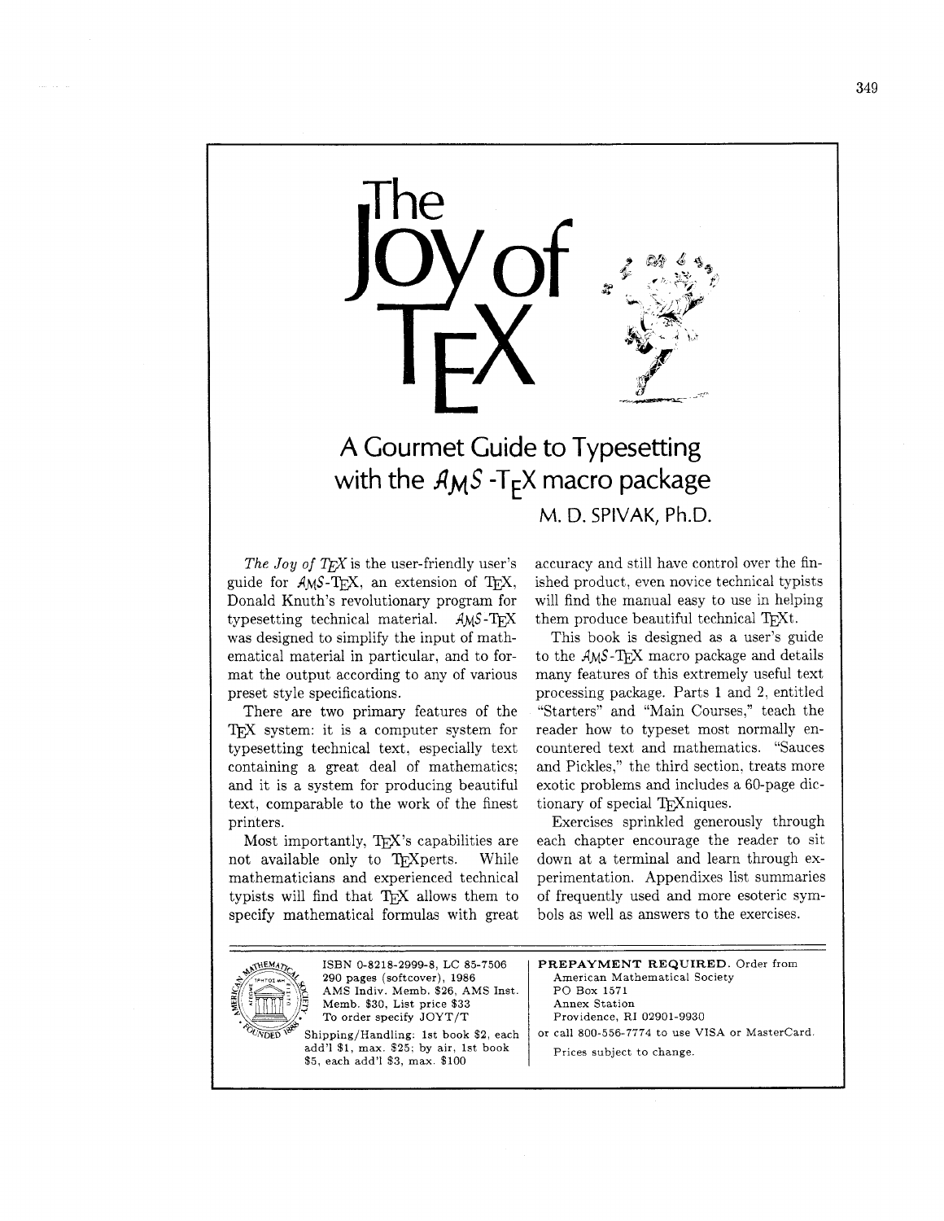# The Joy of TEX

## A Gourmet Guide to Typesetting with the AMS-TEX macro package

M. D. SPIVAK, Ph.D.

*The Joy of TEX* is the user-friendly user's guide for AMS-TEX, an extension of TEX, Donald Knuth's revolutionary program for typesetting technical material. AMS-TEX was designed to simplify the input of mathematical material in particular, and to format the output according to any of various preset style specifications.

There are two primary features of the TEX system: it is a computer system for typesetting technical text, especially text containing a great deal of mathematics; and it is a system for producing beautiful text, comparable to the work of the finest printers.

Most importantly, TEX's capabilities are not available only to TEXperts. While mathematicians and experienced technical typists will find that TEX allows them to specify mathematical formulas with great accuracy and still have control over the finished product, even novice technical typists will find the manual easy to use in helping them produce beautiful technical TEXt.

This book is designed as a user's guide to the AMS-TEX macro package and details many features of this extremely useful text processing package. Parts 1 and 2, entitled "Starters" and "Main Courses," teach the reader how to typeset most normally encountered text and mathematics. "Sauces and Pickles," the third section, treats more exotic problems and includes a 60-page dictionary of special TEXniques.

Exercises sprinkled generously through each chapter encourage the reader to sit down at a terminal and learn through experimentation. Appendixes list summaries of frequently used and more esoteric symbols as well as answers to the exercises.

---

ISBN 0-8218-2999-8, LC 85-7506
290 pages (softcover), 1986
AMS Indiv. Memb. $26, AMS Inst. Memb. $30, List price $33
To order specify JOYT/T
Shipping/Handling: 1st book $2, each add'l $1, max. $25; by air, 1st book $5, each add'l $3, max. $100

**PREPAYMENT REQUIRED.** Order from
American Mathematical Society
PO Box 1571
Annex Station
Providence, RI 02901-9930
or call 800-556-7774 to use VISA or MasterCard.

Prices subject to change.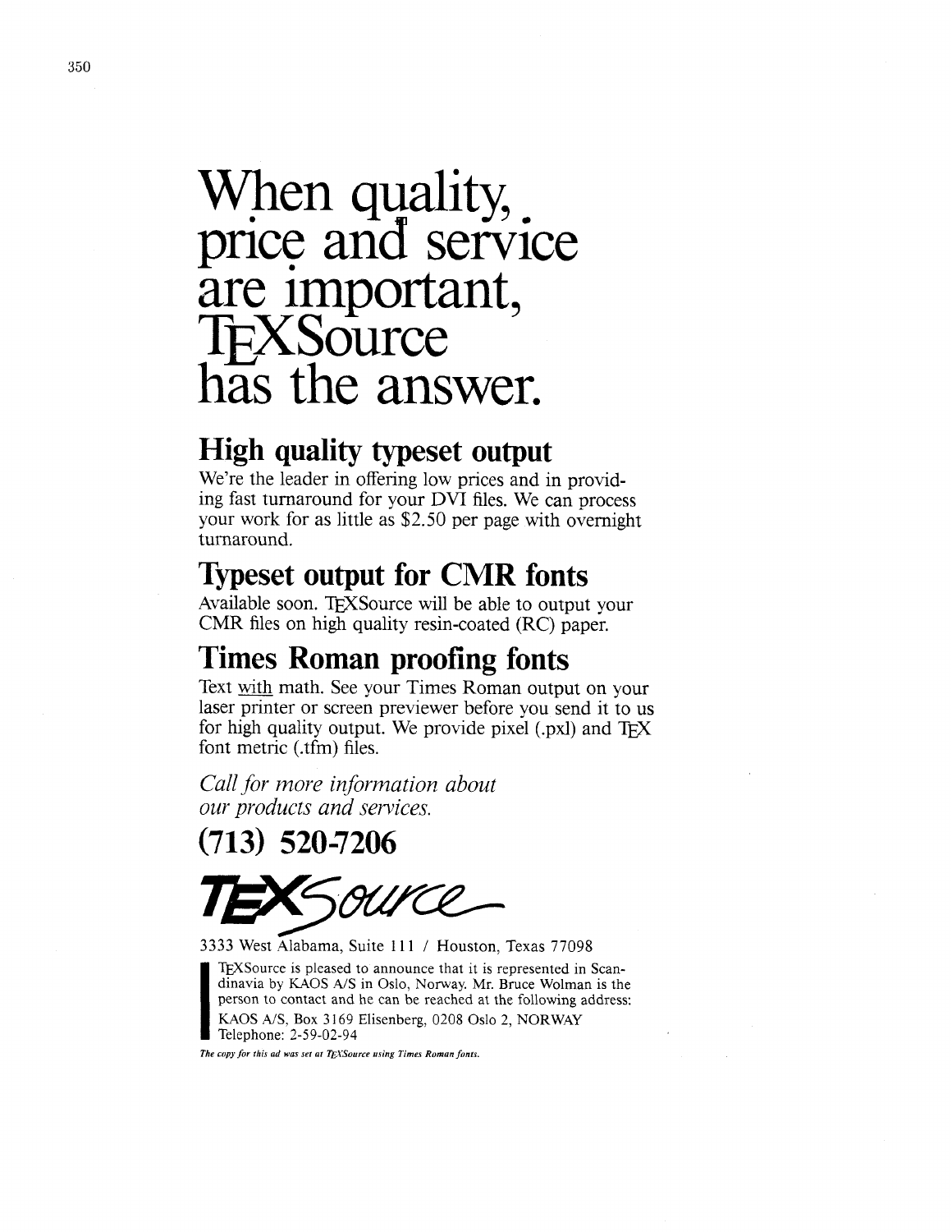// When quality, price and service are important, TEXSource has the answer.

# When quality, price and service are important, TEXSource has the answer.

## High quality typeset output

We're the leader in offering low prices and in providing fast turnaround for your DVI files. We can process your work for as little as $2.50 per page with overnight turnaround.

## Typeset output for CMR fonts

Available soon. TEXSource will be able to output your CMR files on high quality resin-coated (RC) paper.

## Times Roman proofing fonts

Text with math. See your Times Roman output on your laser printer or screen previewer before you send it to us for high quality output. We provide pixel (.pxl) and TEX font metric (.tfm) files.

*Call for more information about our products and services.*

## (713) 520-7206

**TEXSource**

3333 West Alabama, Suite 111 / Houston, Texas 77098

TEXSource is pleased to announce that it is represented in Scandinavia by KAOS A/S in Oslo, Norway. Mr. Bruce Wolman is the person to contact and he can be reached at the following address:
KAOS A/S, Box 3169 Elisenberg, 0208 Oslo 2, NORWAY
Telephone: 2-59-02-94

*The copy for this ad was set at TEXSource using Times Roman fonts.*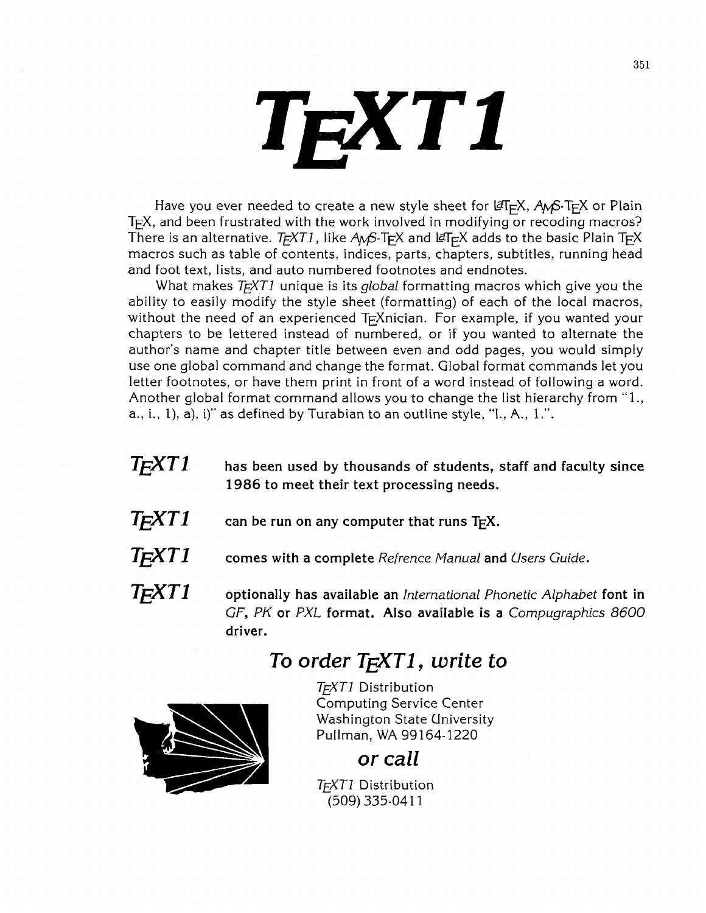# TEXT1

Have you ever needed to create a new style sheet for LaTeX, AMS-TeX or Plain TeX, and been frustrated with the work involved in modifying or recoding macros? There is an alternative. *TEXT1*, like AMS-TeX and LaTeX adds to the basic Plain TeX macros such as table of contents, indices, parts, chapters, subtitles, running head and foot text, lists, and auto numbered footnotes and endnotes.

What makes *TEXT1* unique is its *global* formatting macros which give you the ability to easily modify the style sheet (formatting) of each of the local macros, without the need of an experienced TeXnician. For example, if you wanted your chapters to be lettered instead of numbered, or if you wanted to alternate the author's name and chapter title between even and odd pages, you would simply use one global command and change the format. Global format commands let you letter footnotes, or have them print in front of a word instead of following a word. Another global format command allows you to change the list hierarchy from "1., a., i., 1), a), i)" as defined by Turabian to an outline style, "I., A., 1.".

***TEXT1*** **has been used by thousands of students, staff and faculty since 1986 to meet their text processing needs.**

***TEXT1*** **can be run on any computer that runs TeX.**

***TEXT1*** **comes with a complete** *Refrence Manual* **and** *Users Guide*.

***TEXT1*** **optionally has available an** *International Phonetic Alphabet* **font in** *GF*, *PK* **or** *PXL* **format. Also available is a** *Compugraphics 8600* **driver.**

## *To order TEXT1, write to*

*TEXT1* Distribution
Computing Service Center
Washington State University
Pullman, WA 99164-1220

## *or call*

*TEXT1* Distribution
(509) 335-0411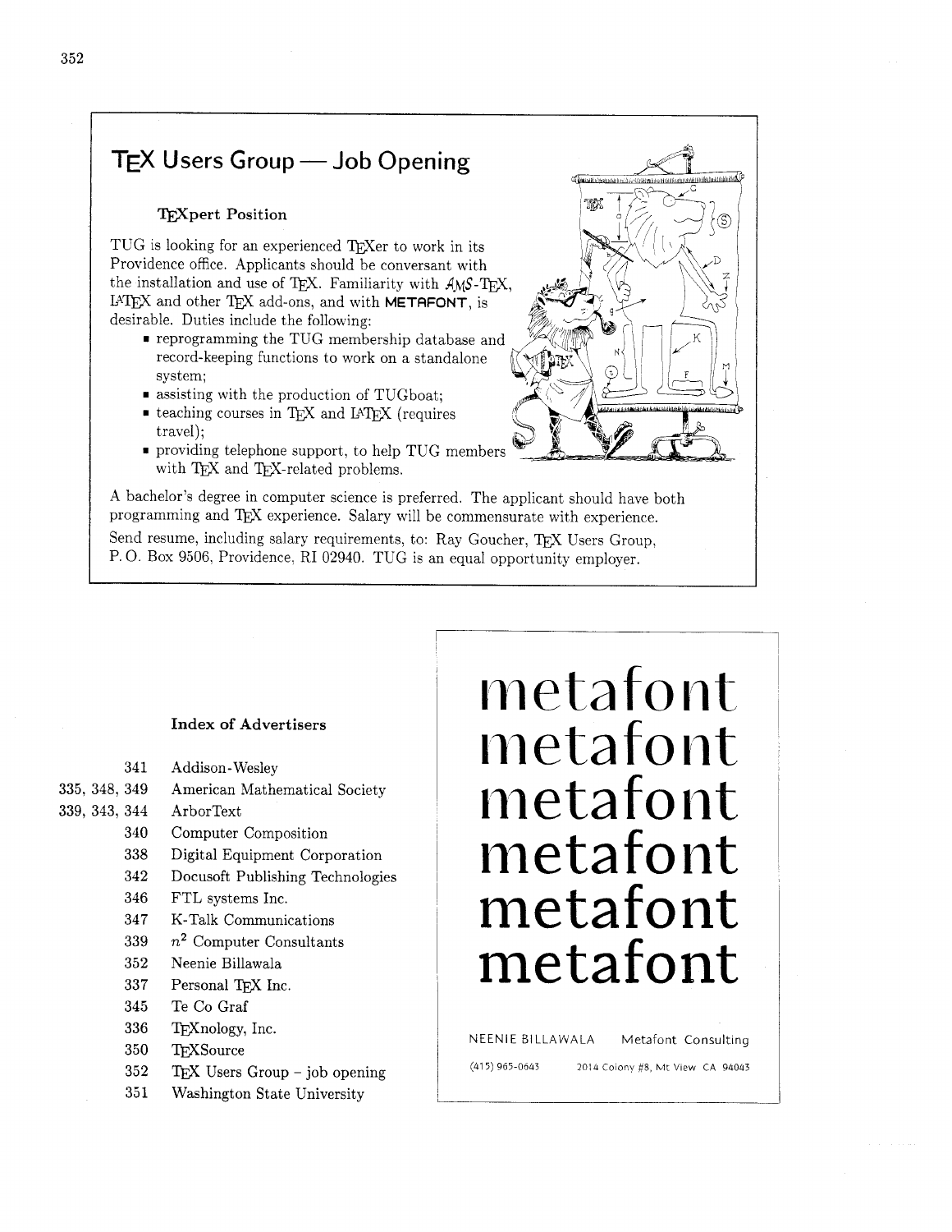## TEX Users Group — Job Opening

**TEXpert Position**

TUG is looking for an experienced TEXer to work in its Providence office. Applicants should be conversant with the installation and use of TEX. Familiarity with AMS-TEX, LATEX and other TEX add-ons, and with METAFONT, is desirable. Duties include the following:

- reprogramming the TUG membership database and record-keeping functions to work on a standalone system;
- assisting with the production of TUGboat;
- teaching courses in TEX and LATEX (requires travel);
- providing telephone support, to help TUG members with TEX and TEX-related problems.

A bachelor's degree in computer science is preferred. The applicant should have both programming and TEX experience. Salary will be commensurate with experience.

Send resume, including salary requirements, to: Ray Goucher, TEX Users Group, P. O. Box 9506, Providence, RI 02940. TUG is an equal opportunity employer.

### Index of Advertisers

| | |
|---|---|
| 341 | Addison-Wesley |
| 335, 348, 349 | American Mathematical Society |
| 339, 343, 344 | ArborText |
| 340 | Computer Composition |
| 338 | Digital Equipment Corporation |
| 342 | Docusoft Publishing Technologies |
| 346 | FTL systems Inc. |
| 347 | K-Talk Communications |
| 339 | $n^2$ Computer Consultants |
| 352 | Neenie Billawala |
| 337 | Personal TEX Inc. |
| 345 | Te Co Graf |
| 336 | TEXnology, Inc. |
| 350 | TEXSource |
| 352 | TEX Users Group – job opening |
| 351 | Washington State University |

metafont
metafont
metafont
metafont
metafont
metafont

NEENIE BILLAWALA Metafont Consulting

(415) 965-0643 2014 Colony #8, Mt View CA 94043